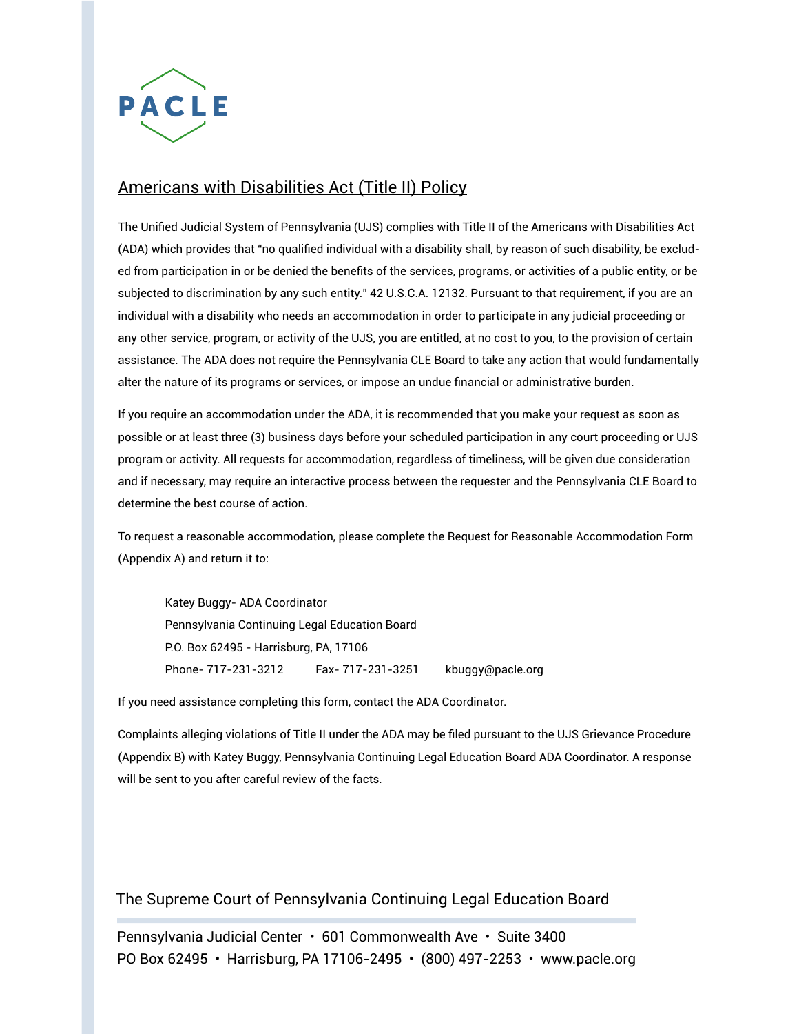PACLE

## Americans with Disabilities Act (Title II) Policy

The Unified Judicial System of Pennsylvania (UJS) complies with Title II of the Americans with Disabilities Act (ADA) which provides that "no qualified individual with a disability shall, by reason of such disability, be excluded from participation in or be denied the benefits of the services, programs, or activities of a public entity, or be subjected to discrimination by any such entity." 42 U.S.C.A. 12132. Pursuant to that requirement, if you are an individual with a disability who needs an accommodation in order to participate in any judicial proceeding or any other service, program, or activity of the UJS, you are entitled, at no cost to you, to the provision of certain assistance. The ADA does not require the Pennsylvania CLE Board to take any action that would fundamentally alter the nature of its programs or services, or impose an undue financial or administrative burden.

If you require an accommodation under the ADA, it is recommended that you make your request as soon as possible or at least three (3) business days before your scheduled participation in any court proceeding or UJS program or activity. All requests for accommodation, regardless of timeliness, will be given due consideration and if necessary, may require an interactive process between the requester and the Pennsylvania CLE Board to determine the best course of action.

To request a reasonable accommodation, please complete the Request for Reasonable Accommodation Form (Appendix A) and return it to:

> Katey Buggy- ADA Coordinator
> Pennsylvania Continuing Legal Education Board
> P.O. Box 62495 - Harrisburg, PA, 17106
> Phone- 717-231-3212 Fax- 717-231-3251 kbuggy@pacle.org

If you need assistance completing this form, contact the ADA Coordinator.

Complaints alleging violations of Title II under the ADA may be filed pursuant to the UJS Grievance Procedure (Appendix B) with Katey Buggy, Pennsylvania Continuing Legal Education Board ADA Coordinator. A response will be sent to you after careful review of the facts.

The Supreme Court of Pennsylvania Continuing Legal Education Board

Pennsylvania Judicial Center • 601 Commonwealth Ave • Suite 3400
PO Box 62495 • Harrisburg, PA 17106-2495 • (800) 497-2253 • www.pacle.org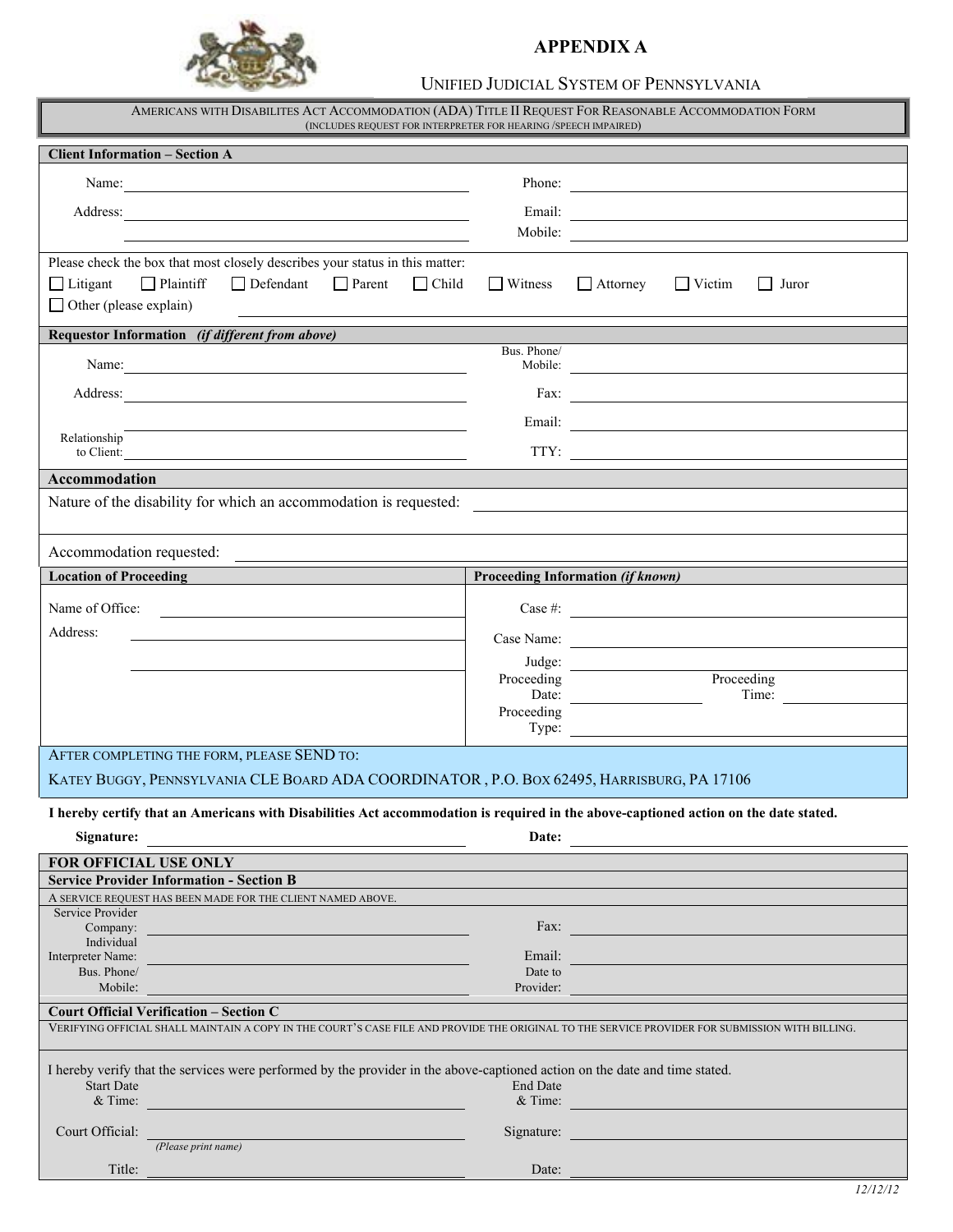# APPENDIX A

## Unified Judicial System of Pennsylvania

**Americans with Disabilites Act Accommodation (ADA) Title II Request For Reasonable Accommodation Form**
(includes request for interpreter for hearing /speech impaired)

### Client Information – Section A

Name: ______________________ Phone: ______________________

Address: ______________________ Email: ______________________

______________________ Mobile: ______________________

Please check the box that most closely describes your status in this matter:

☐ Litigant ☐ Plaintiff ☐ Defendant ☐ Parent ☐ Child ☐ Witness ☐ Attorney ☐ Victim ☐ Juror

☐ Other (please explain) ______________________

### Requestor Information *(if different from above)*

Name: ______________________ Bus. Phone/ Mobile: ______________________

Address: ______________________ Fax: ______________________

______________________ Email: ______________________

Relationship to Client: ______________________ TTY: ______________________

### Accommodation

Nature of the disability for which an accommodation is requested: ______________________

Accommodation requested: ______________________

| Location of Proceeding | Proceeding Information *(if known)* |
|---|---|
| Name of Office: ______________ | Case #: ______________ |
| Address: ______________ | Case Name: ______________ |
| ______________ | Judge: ______________ |
| | Proceeding Date: ______________ Proceeding Time: ______________ |
| | Proceeding Type: ______________ |

After completing the form, please SEND to:

Katey Buggy, Pennsylvania CLE Board ADA COORDINATOR , P.O. Box 62495, Harrisburg, PA 17106

**I hereby certify that an Americans with Disabilities Act accommodation is required in the above-captioned action on the date stated.**

**Signature:** ______________________ **Date:** ______________________

### FOR OFFICIAL USE ONLY

### Service Provider Information - Section B

A service request has been made for the client named above.

Service Provider Company: ______________________ Fax: ______________________

Individual Interpreter Name: ______________________ Email: ______________________

Bus. Phone/ Mobile: ______________________ Date to Provider: ______________________

### Court Official Verification – Section C

Verifying official shall maintain a copy in the court's case file and provide the original to the service provider for submission with billing.

I hereby verify that the services were performed by the provider in the above-captioned action on the date and time stated.

Start Date & Time: ______________________ End Date & Time: ______________________

Court Official: ______________________ Signature: ______________________
*(Please print name)*

Title: ______________________ Date: ______________________

*12/12/12*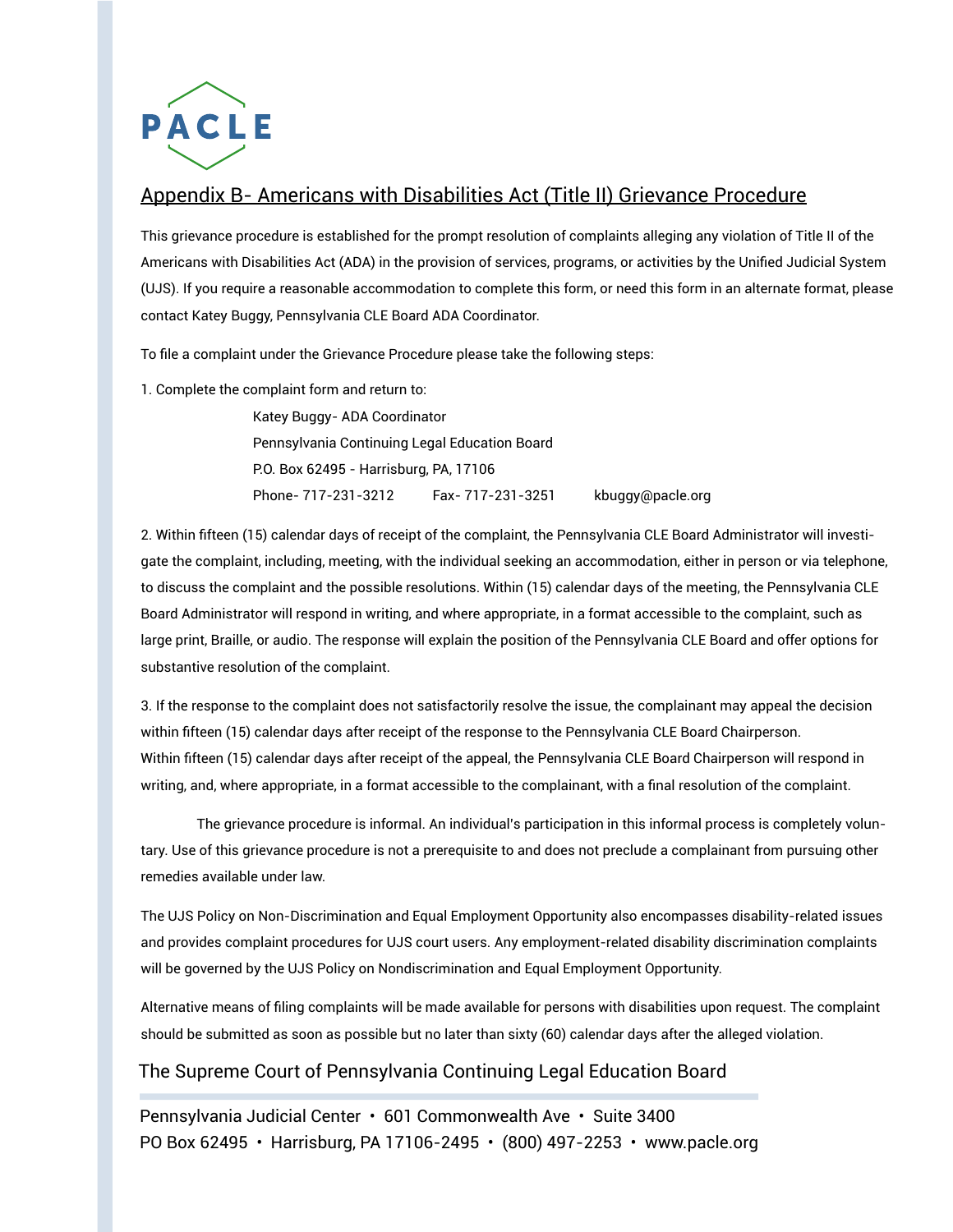PACLE

## Appendix B- Americans with Disabilities Act (Title II) Grievance Procedure

This grievance procedure is established for the prompt resolution of complaints alleging any violation of Title II of the Americans with Disabilities Act (ADA) in the provision of services, programs, or activities by the Unified Judicial System (UJS). If you require a reasonable accommodation to complete this form, or need this form in an alternate format, please contact Katey Buggy, Pennsylvania CLE Board ADA Coordinator.

To file a complaint under the Grievance Procedure please take the following steps:

1. Complete the complaint form and return to:

   Katey Buggy- ADA Coordinator
   Pennsylvania Continuing Legal Education Board
   P.O. Box 62495 - Harrisburg, PA, 17106
   Phone- 717-231-3212 Fax- 717-231-3251 kbuggy@pacle.org

2. Within fifteen (15) calendar days of receipt of the complaint, the Pennsylvania CLE Board Administrator will investigate the complaint, including, meeting, with the individual seeking an accommodation, either in person or via telephone, to discuss the complaint and the possible resolutions. Within (15) calendar days of the meeting, the Pennsylvania CLE Board Administrator will respond in writing, and where appropriate, in a format accessible to the complaint, such as large print, Braille, or audio. The response will explain the position of the Pennsylvania CLE Board and offer options for substantive resolution of the complaint.

3. If the response to the complaint does not satisfactorily resolve the issue, the complainant may appeal the decision within fifteen (15) calendar days after receipt of the response to the Pennsylvania CLE Board Chairperson. Within fifteen (15) calendar days after receipt of the appeal, the Pennsylvania CLE Board Chairperson will respond in writing, and, where appropriate, in a format accessible to the complainant, with a final resolution of the complaint.

The grievance procedure is informal. An individual's participation in this informal process is completely voluntary. Use of this grievance procedure is not a prerequisite to and does not preclude a complainant from pursuing other remedies available under law.

The UJS Policy on Non-Discrimination and Equal Employment Opportunity also encompasses disability-related issues and provides complaint procedures for UJS court users. Any employment-related disability discrimination complaints will be governed by the UJS Policy on Nondiscrimination and Equal Employment Opportunity.

Alternative means of filing complaints will be made available for persons with disabilities upon request. The complaint should be submitted as soon as possible but no later than sixty (60) calendar days after the alleged violation.

The Supreme Court of Pennsylvania Continuing Legal Education Board

Pennsylvania Judicial Center • 601 Commonwealth Ave • Suite 3400
PO Box 62495 • Harrisburg, PA 17106-2495 • (800) 497-2253 • www.pacle.org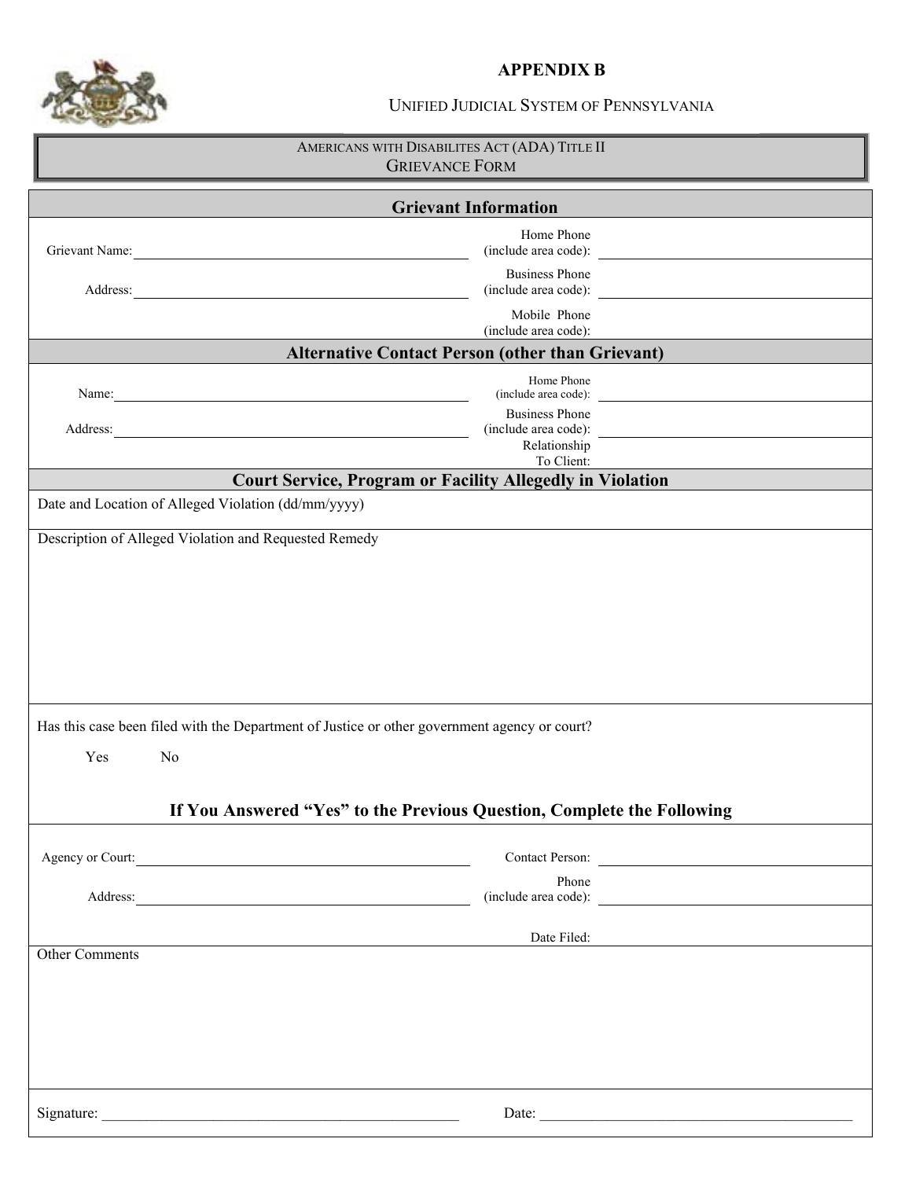# APPENDIX B

UNIFIED JUDICIAL SYSTEM OF PENNSYLVANIA

## AMERICANS WITH DISABILITES ACT (ADA) TITLE II GRIEVANCE FORM

### Grievant Information

Grievant Name: ______________________ Home Phone (include area code): ______________________

Address: ______________________ Business Phone (include area code): ______________________

Mobile Phone (include area code):

### Alternative Contact Person (other than Grievant)

Name: ______________________ Home Phone (include area code): ______________________

Address: ______________________ Business Phone (include area code): ______________________

Relationship To Client:

### Court Service, Program or Facility Allegedly in Violation

Date and Location of Alleged Violation (dd/mm/yyyy)

Description of Alleged Violation and Requested Remedy

Has this case been filed with the Department of Justice or other government agency or court?

Yes No

### If You Answered "Yes" to the Previous Question, Complete the Following

Agency or Court: ______________________ Contact Person: ______________________

Address: ______________________ Phone (include area code): ______________________

Date Filed:

Other Comments

Signature: ______________________ Date: ______________________